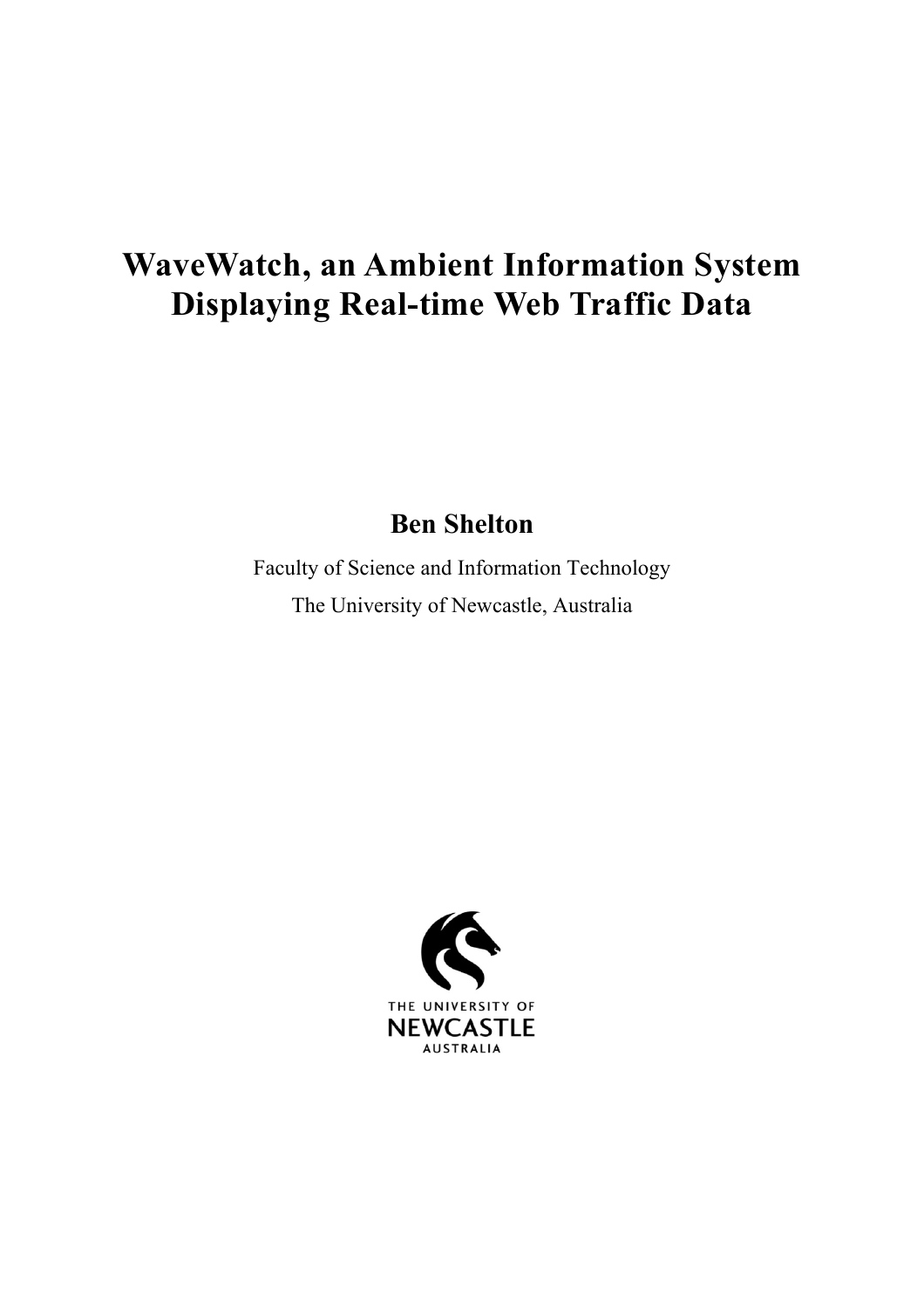# WaveWatch, an Ambient Information System Displaying Real-time Web Traffic Data

**Ben Shelton**

Faculty of Science and Information Technology

The University of Newcastle, Australia

THE UNIVERSITY OF
NEWCASTLE
AUSTRALIA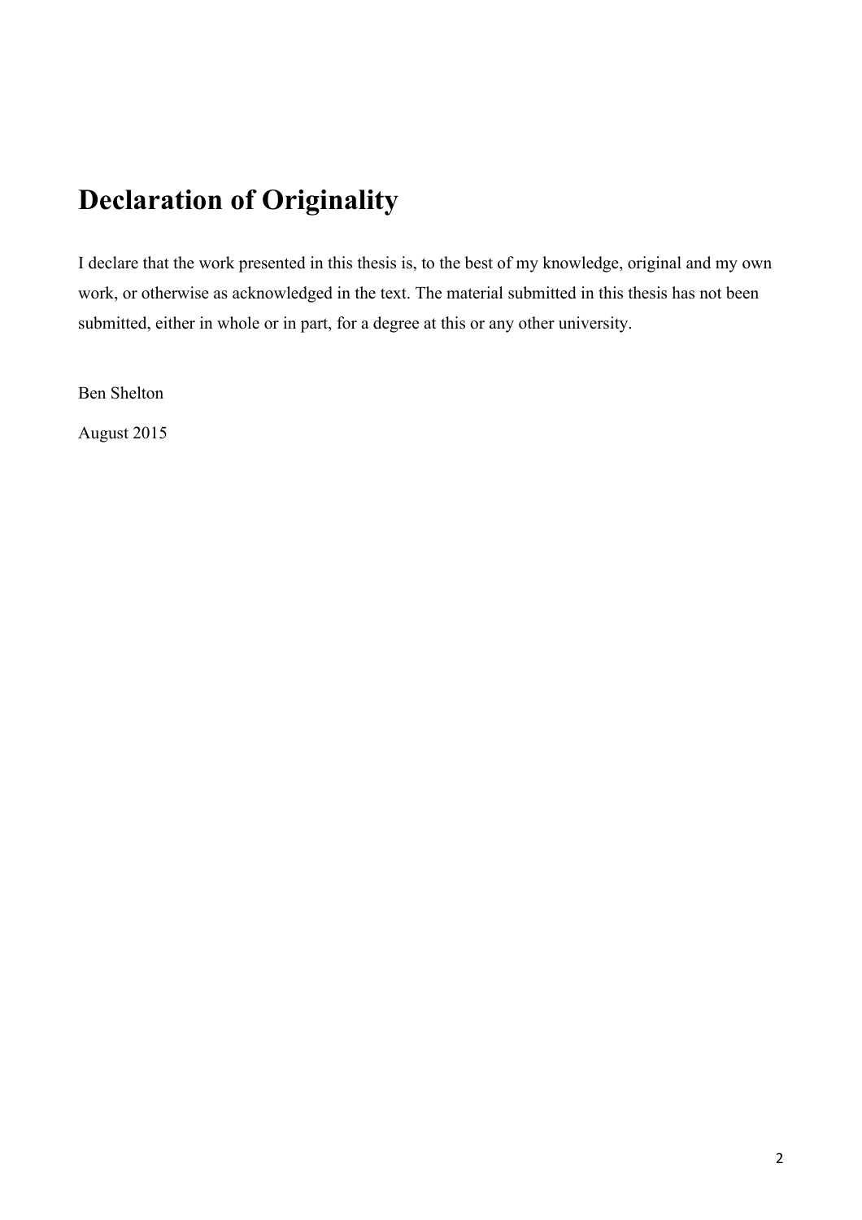# Declaration of Originality

I declare that the work presented in this thesis is, to the best of my knowledge, original and my own work, or otherwise as acknowledged in the text. The material submitted in this thesis has not been submitted, either in whole or in part, for a degree at this or any other university.

Ben Shelton

August 2015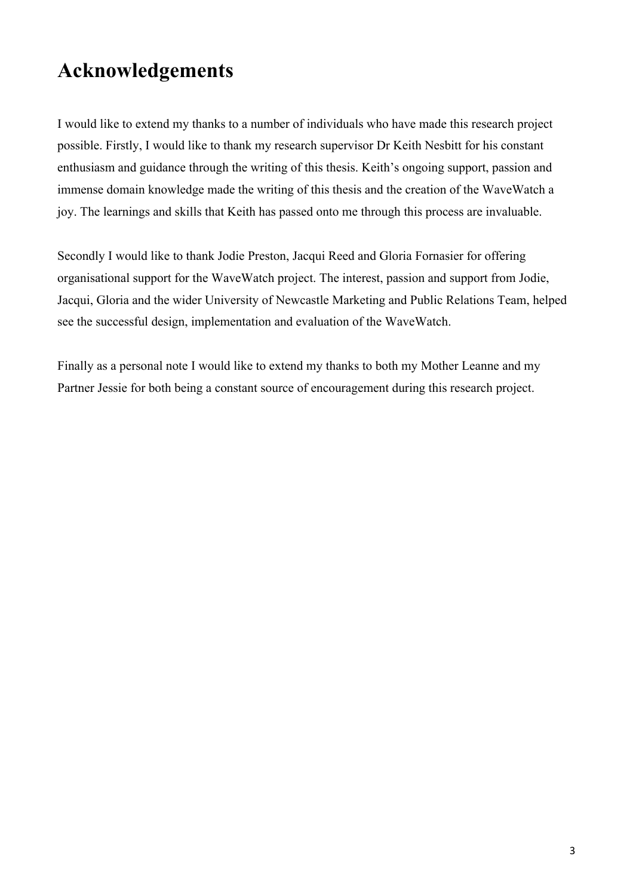# Acknowledgements

I would like to extend my thanks to a number of individuals who have made this research project possible. Firstly, I would like to thank my research supervisor Dr Keith Nesbitt for his constant enthusiasm and guidance through the writing of this thesis. Keith's ongoing support, passion and immense domain knowledge made the writing of this thesis and the creation of the WaveWatch a joy. The learnings and skills that Keith has passed onto me through this process are invaluable.

Secondly I would like to thank Jodie Preston, Jacqui Reed and Gloria Fornasier for offering organisational support for the WaveWatch project. The interest, passion and support from Jodie, Jacqui, Gloria and the wider University of Newcastle Marketing and Public Relations Team, helped see the successful design, implementation and evaluation of the WaveWatch.

Finally as a personal note I would like to extend my thanks to both my Mother Leanne and my Partner Jessie for both being a constant source of encouragement during this research project.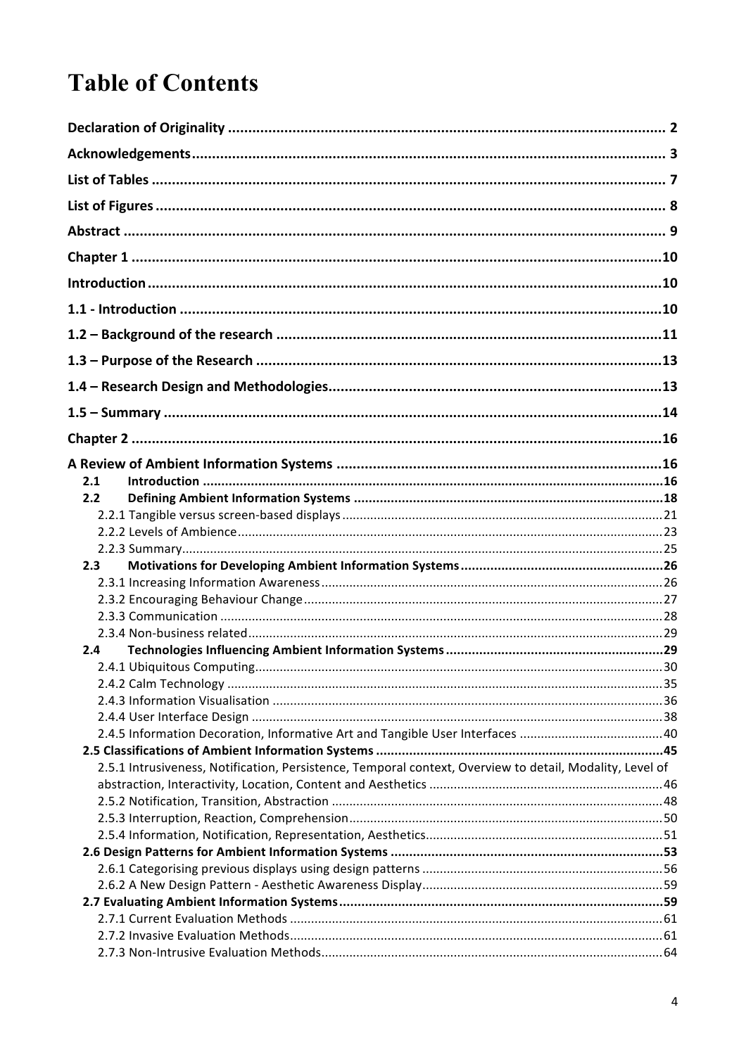# Table of Contents

**Declaration of Originality** ..... 2

**Acknowledgements** ..... 3

**List of Tables** ..... 7

**List of Figures** ..... 8

**Abstract** ..... 9

**Chapter 1** ..... 10

**Introduction** ..... 10

**1.1 - Introduction** ..... 10

**1.2 – Background of the research** ..... 11

**1.3 – Purpose of the Research** ..... 13

**1.4 – Research Design and Methodologies** ..... 13

**1.5 – Summary** ..... 14

**Chapter 2** ..... 16

**A Review of Ambient Information Systems** ..... 16

- **2.1 Introduction** ..... 16
- **2.2 Defining Ambient Information Systems** ..... 18
  - 2.2.1 Tangible versus screen-based displays ..... 21
  - 2.2.2 Levels of Ambience ..... 23
  - 2.2.3 Summary ..... 25
- **2.3 Motivations for Developing Ambient Information Systems** ..... 26
  - 2.3.1 Increasing Information Awareness ..... 26
  - 2.3.2 Encouraging Behaviour Change ..... 27
  - 2.3.3 Communication ..... 28
  - 2.3.4 Non-business related ..... 29
- **2.4 Technologies Influencing Ambient Information Systems** ..... 29
  - 2.4.1 Ubiquitous Computing ..... 30
  - 2.4.2 Calm Technology ..... 35
  - 2.4.3 Information Visualisation ..... 36
  - 2.4.4 User Interface Design ..... 38
  - 2.4.5 Information Decoration, Informative Art and Tangible User Interfaces ..... 40
- **2.5 Classifications of Ambient Information Systems** ..... 45
  - 2.5.1 Intrusiveness, Notification, Persistence, Temporal context, Overview to detail, Modality, Level of abstraction, Interactivity, Location, Content and Aesthetics ..... 46
  - 2.5.2 Notification, Transition, Abstraction ..... 48
  - 2.5.3 Interruption, Reaction, Comprehension ..... 50
  - 2.5.4 Information, Notification, Representation, Aesthetics ..... 51
- **2.6 Design Patterns for Ambient Information Systems** ..... 53
  - 2.6.1 Categorising previous displays using design patterns ..... 56
  - 2.6.2 A New Design Pattern - Aesthetic Awareness Display ..... 59
- **2.7 Evaluating Ambient Information Systems** ..... 59
  - 2.7.1 Current Evaluation Methods ..... 61
  - 2.7.2 Invasive Evaluation Methods ..... 61
  - 2.7.3 Non-Intrusive Evaluation Methods ..... 64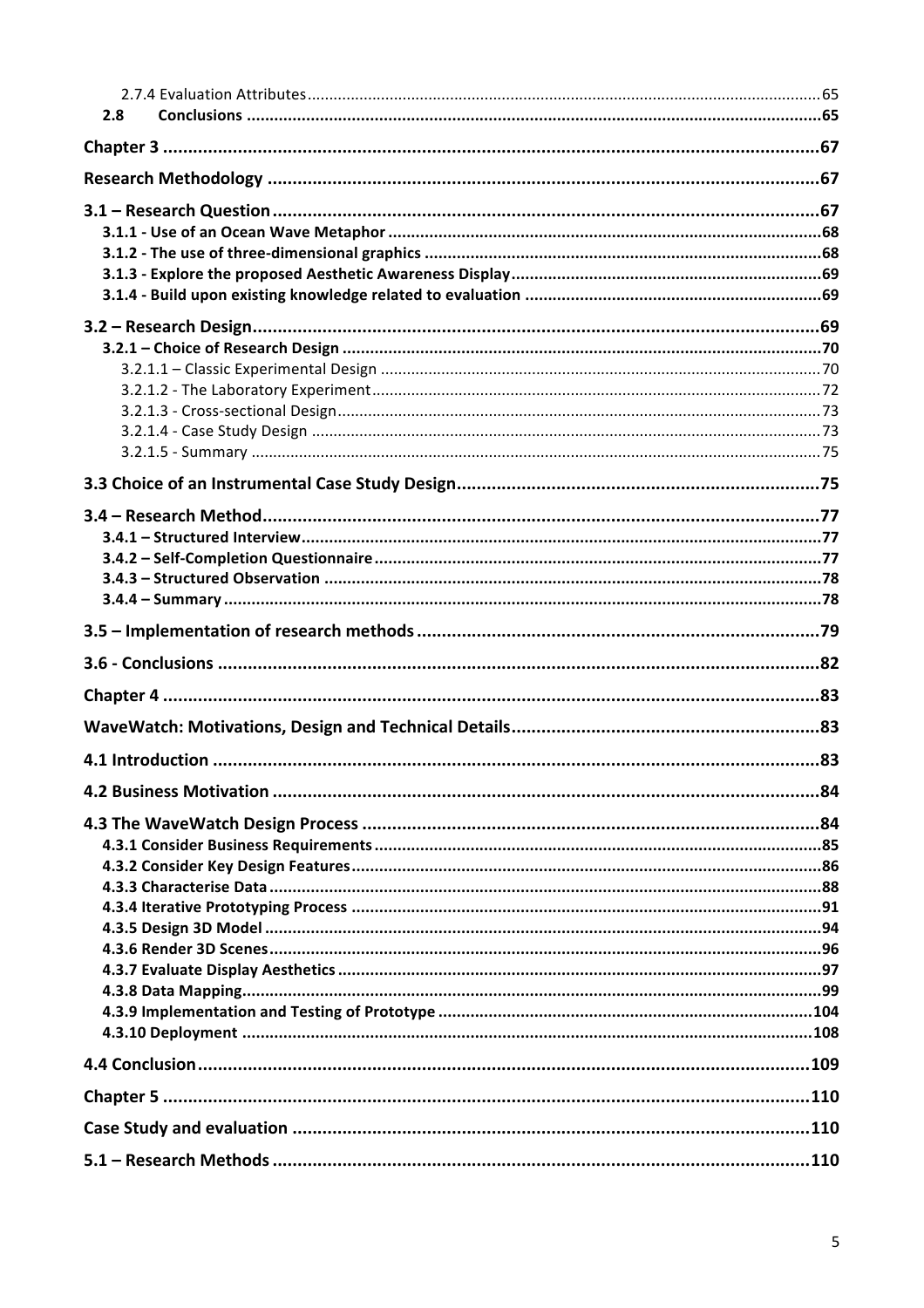2.7.4 Evaluation Attributes ..... 65
**2.8 Conclusions ..... 65**

**Chapter 3 ..... 67**

**Research Methodology ..... 67**

**3.1 – Research Question ..... 67**
**3.1.1 - Use of an Ocean Wave Metaphor ..... 68**
**3.1.2 - The use of three-dimensional graphics ..... 68**
**3.1.3 - Explore the proposed Aesthetic Awareness Display ..... 69**
**3.1.4 - Build upon existing knowledge related to evaluation ..... 69**

**3.2 – Research Design ..... 69**
**3.2.1 – Choice of Research Design ..... 70**
3.2.1.1 – Classic Experimental Design ..... 70
3.2.1.2 - The Laboratory Experiment ..... 72
3.2.1.3 - Cross-sectional Design ..... 73
3.2.1.4 - Case Study Design ..... 73
3.2.1.5 - Summary ..... 75

**3.3 Choice of an Instrumental Case Study Design ..... 75**

**3.4 – Research Method ..... 77**
**3.4.1 – Structured Interview ..... 77**
**3.4.2 – Self-Completion Questionnaire ..... 77**
**3.4.3 – Structured Observation ..... 78**
**3.4.4 – Summary ..... 78**

**3.5 – Implementation of research methods ..... 79**

**3.6 - Conclusions ..... 82**

**Chapter 4 ..... 83**

**WaveWatch: Motivations, Design and Technical Details ..... 83**

**4.1 Introduction ..... 83**

**4.2 Business Motivation ..... 84**

**4.3 The WaveWatch Design Process ..... 84**
**4.3.1 Consider Business Requirements ..... 85**
**4.3.2 Consider Key Design Features ..... 86**
**4.3.3 Characterise Data ..... 88**
**4.3.4 Iterative Prototyping Process ..... 91**
**4.3.5 Design 3D Model ..... 94**
**4.3.6 Render 3D Scenes ..... 96**
**4.3.7 Evaluate Display Aesthetics ..... 97**
**4.3.8 Data Mapping ..... 99**
**4.3.9 Implementation and Testing of Prototype ..... 104**
**4.3.10 Deployment ..... 108**

**4.4 Conclusion ..... 109**

**Chapter 5 ..... 110**

**Case Study and evaluation ..... 110**

**5.1 – Research Methods ..... 110**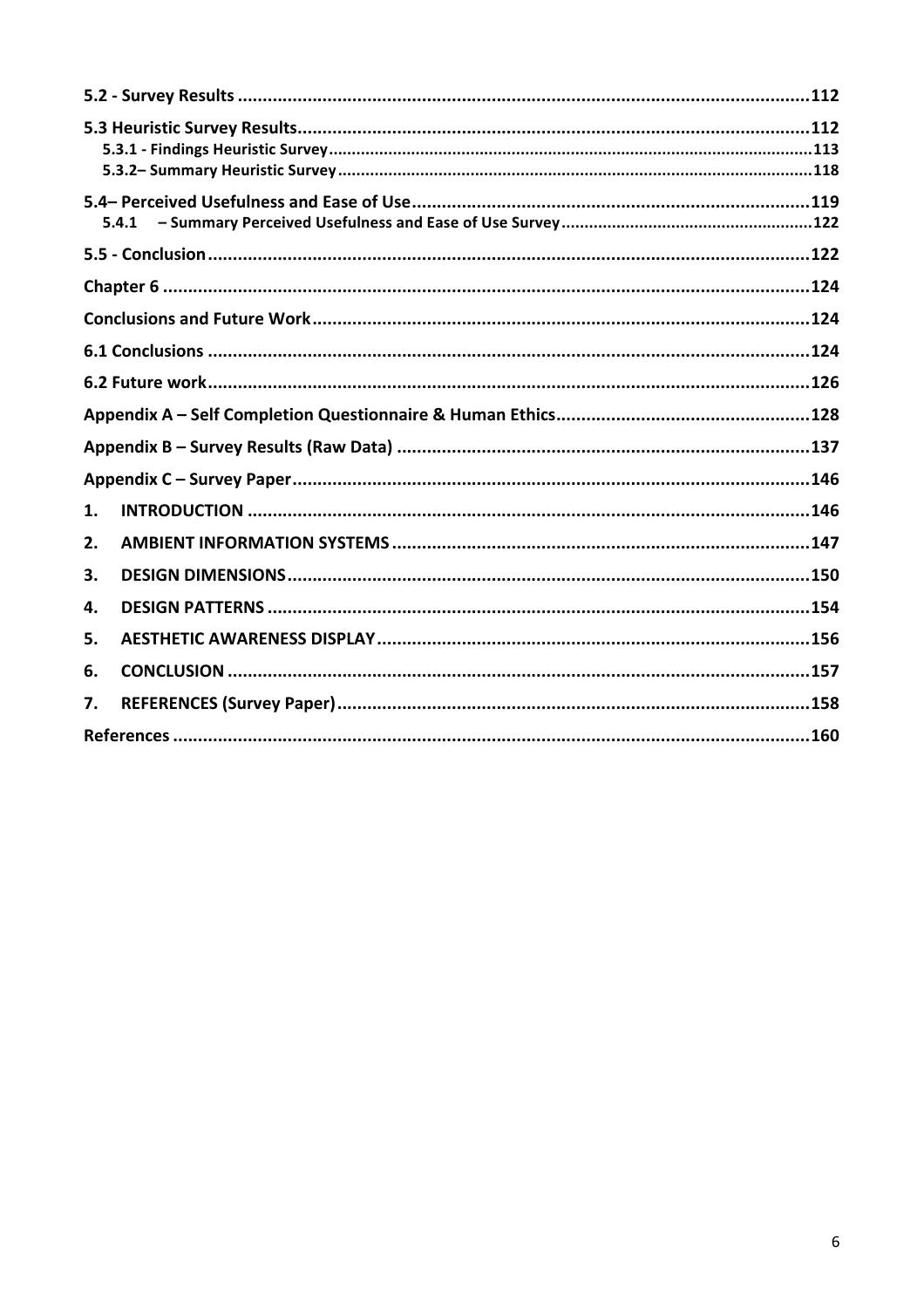5.2 - Survey Results ......................................................................................................112

5.3 Heuristic Survey Results...........................................................................................112

5.3.1 - Findings Heuristic Survey.........................................................................................113

5.3.2– Summary Heuristic Survey.........................................................................................118

5.4– Perceived Usefulness and Ease of Use...............................................................119

5.4.1 – Summary Perceived Usefulness and Ease of Use Survey.........................................122

5.5 - Conclusion.................................................................................................................122

Chapter 6 .........................................................................................................................124

Conclusions and Future Work.........................................................................................124

6.1 Conclusions ...............................................................................................................124

6.2 Future work................................................................................................................126

Appendix A – Self Completion Questionnaire & Human Ethics.......................................128

Appendix B – Survey Results (Raw Data) .......................................................................137

Appendix C – Survey Paper.............................................................................................146

1. INTRODUCTION .......................................................................................................146

2. AMBIENT INFORMATION SYSTEMS ..........................................................................147

3. DESIGN DIMENSIONS...............................................................................................150

4. DESIGN PATTERNS ...................................................................................................154

5. AESTHETIC AWARENESS DISPLAY ............................................................................156

6. CONCLUSION ...........................................................................................................157

7. REFERENCES (Survey Paper)......................................................................................158

References ......................................................................................................................160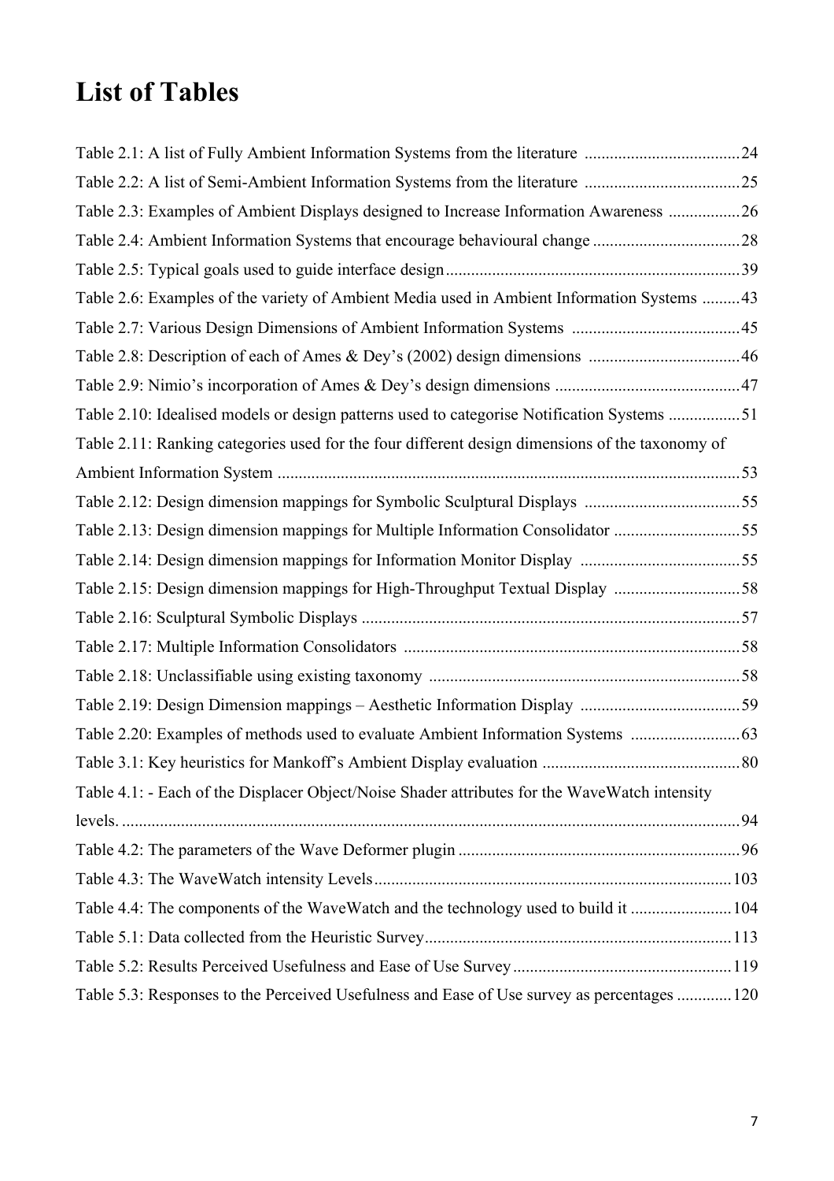# List of Tables

Table 2.1: A list of Fully Ambient Information Systems from the literature ..................................... 24

Table 2.2: A list of Semi-Ambient Information Systems from the literature ..................................... 25

Table 2.3: Examples of Ambient Displays designed to Increase Information Awareness ................. 26

Table 2.4: Ambient Information Systems that encourage behavioural change ................................... 28

Table 2.5: Typical goals used to guide interface design ...................................................................... 39

Table 2.6: Examples of the variety of Ambient Media used in Ambient Information Systems ......... 43

Table 2.7: Various Design Dimensions of Ambient Information Systems ........................................ 45

Table 2.8: Description of each of Ames & Dey's (2002) design dimensions .................................... 46

Table 2.9: Nimio's incorporation of Ames & Dey's design dimensions ............................................ 47

Table 2.10: Idealised models or design patterns used to categorise Notification Systems ................. 51

Table 2.11: Ranking categories used for the four different design dimensions of the taxonomy of Ambient Information System ............................................................................................................. 53

Table 2.12: Design dimension mappings for Symbolic Sculptural Displays ..................................... 55

Table 2.13: Design dimension mappings for Multiple Information Consolidator .............................. 55

Table 2.14: Design dimension mappings for Information Monitor Display ...................................... 55

Table 2.15: Design dimension mappings for High-Throughput Textual Display .............................. 58

Table 2.16: Sculptural Symbolic Displays .......................................................................................... 57

Table 2.17: Multiple Information Consolidators ................................................................................ 58

Table 2.18: Unclassifiable using existing taxonomy .......................................................................... 58

Table 2.19: Design Dimension mappings – Aesthetic Information Display ...................................... 59

Table 2.20: Examples of methods used to evaluate Ambient Information Systems .......................... 63

Table 3.1: Key heuristics for Mankoff's Ambient Display evaluation ............................................... 80

Table 4.1: - Each of the Displacer Object/Noise Shader attributes for the WaveWatch intensity levels. ................................................................................................................................................. 94

Table 4.2: The parameters of the Wave Deformer plugin .................................................................. 96

Table 4.3: The WaveWatch intensity Levels .................................................................................... 103

Table 4.4: The components of the WaveWatch and the technology used to build it ........................ 104

Table 5.1: Data collected from the Heuristic Survey ........................................................................ 113

Table 5.2: Results Perceived Usefulness and Ease of Use Survey ................................................... 119

Table 5.3: Responses to the Perceived Usefulness and Ease of Use survey as percentages ............. 120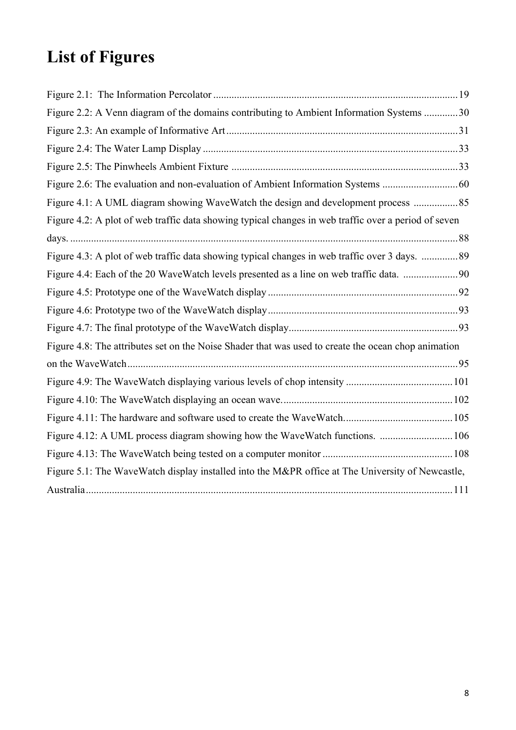# List of Figures

Figure 2.1: The Information Percolator ............................................................................................ 19

Figure 2.2: A Venn diagram of the domains contributing to Ambient Information Systems ............. 30

Figure 2.3: An example of Informative Art ....................................................................................... 31

Figure 2.4: The Water Lamp Display ................................................................................................ 33

Figure 2.5: The Pinwheels Ambient Fixture ..................................................................................... 33

Figure 2.6: The evaluation and non-evaluation of Ambient Information Systems ............................. 60

Figure 4.1: A UML diagram showing WaveWatch the design and development process ................. 85

Figure 4.2: A plot of web traffic data showing typical changes in web traffic over a period of seven days. .................................................................................................................................................. 88

Figure 4.3: A plot of web traffic data showing typical changes in web traffic over 3 days. .............. 89

Figure 4.4: Each of the 20 WaveWatch levels presented as a line on web traffic data. ..................... 90

Figure 4.5: Prototype one of the WaveWatch display ........................................................................ 92

Figure 4.6: Prototype two of the WaveWatch display ........................................................................ 93

Figure 4.7: The final prototype of the WaveWatch display................................................................ 93

Figure 4.8: The attributes set on the Noise Shader that was used to create the ocean chop animation on the WaveWatch ............................................................................................................................. 95

Figure 4.9: The WaveWatch displaying various levels of chop intensity ......................................... 101

Figure 4.10: The WaveWatch displaying an ocean wave. ................................................................ 102

Figure 4.11: The hardware and software used to create the WaveWatch. ......................................... 105

Figure 4.12: A UML process diagram showing how the WaveWatch functions. ............................ 106

Figure 4.13: The WaveWatch being tested on a computer monitor .................................................. 108

Figure 5.1: The WaveWatch display installed into the M&PR office at The University of Newcastle, Australia .......................................................................................................................................... 111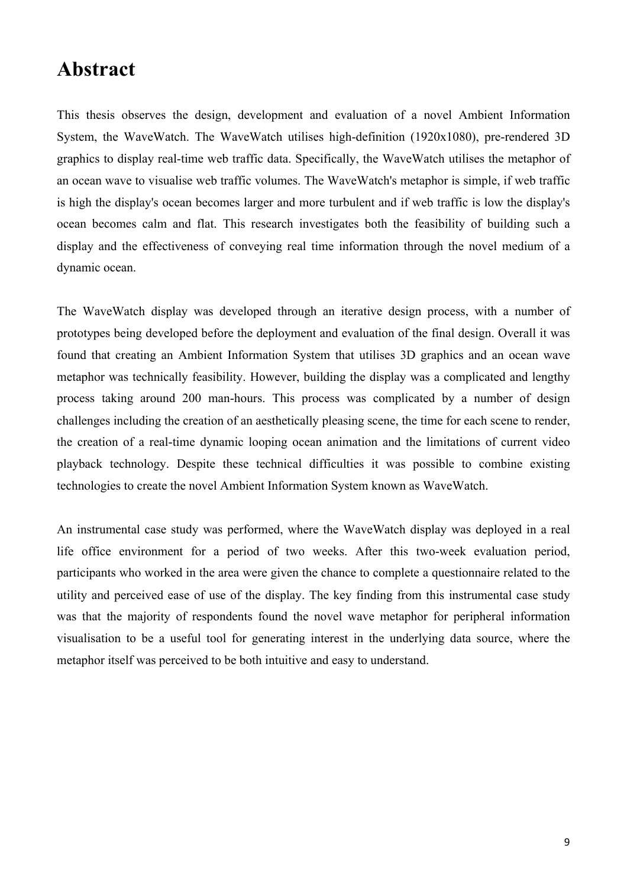# Abstract

This thesis observes the design, development and evaluation of a novel Ambient Information System, the WaveWatch. The WaveWatch utilises high-definition (1920x1080), pre-rendered 3D graphics to display real-time web traffic data. Specifically, the WaveWatch utilises the metaphor of an ocean wave to visualise web traffic volumes. The WaveWatch's metaphor is simple, if web traffic is high the display's ocean becomes larger and more turbulent and if web traffic is low the display's ocean becomes calm and flat. This research investigates both the feasibility of building such a display and the effectiveness of conveying real time information through the novel medium of a dynamic ocean.

The WaveWatch display was developed through an iterative design process, with a number of prototypes being developed before the deployment and evaluation of the final design. Overall it was found that creating an Ambient Information System that utilises 3D graphics and an ocean wave metaphor was technically feasibility. However, building the display was a complicated and lengthy process taking around 200 man-hours. This process was complicated by a number of design challenges including the creation of an aesthetically pleasing scene, the time for each scene to render, the creation of a real-time dynamic looping ocean animation and the limitations of current video playback technology. Despite these technical difficulties it was possible to combine existing technologies to create the novel Ambient Information System known as WaveWatch.

An instrumental case study was performed, where the WaveWatch display was deployed in a real life office environment for a period of two weeks. After this two-week evaluation period, participants who worked in the area were given the chance to complete a questionnaire related to the utility and perceived ease of use of the display. The key finding from this instrumental case study was that the majority of respondents found the novel wave metaphor for peripheral information visualisation to be a useful tool for generating interest in the underlying data source, where the metaphor itself was perceived to be both intuitive and easy to understand.